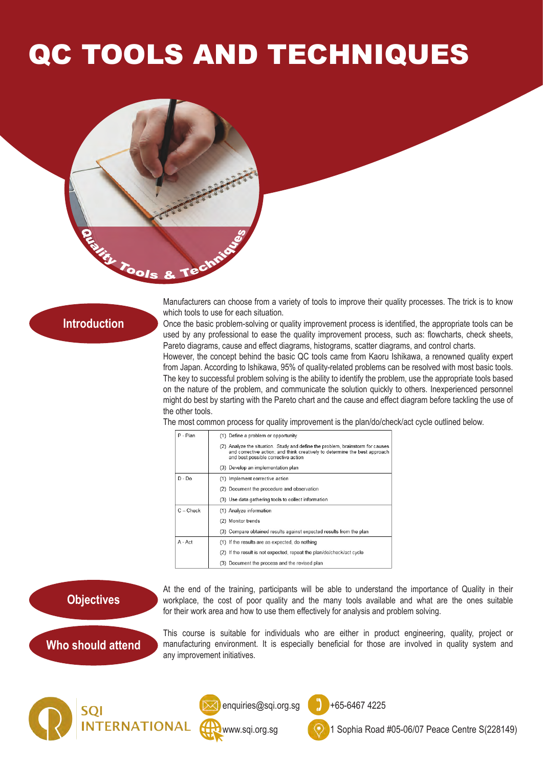# QC TOOLS AND TECHNIQUES

Quality Tools & Techniques

## Introduction

Manufacturers can choose from a variety of tools to improve their quality processes. The trick is to know which tools to use for each situation.

Once the basic problem-solving or quality improvement process is identified, the appropriate tools can be used by any professional to ease the quality improvement process, such as: flowcharts, check sheets, Pareto diagrams, cause and effect diagrams, histograms, scatter diagrams, and control charts.

However, the concept behind the basic QC tools came from Kaoru Ishikawa, a renowned quality expert from Japan. According to Ishikawa, 95% of quality-related problems can be resolved with most basic tools. The key to successful problem solving is the ability to identify the problem, use the appropriate tools based on the nature of the problem, and communicate the solution quickly to others. Inexperienced personnel might do best by starting with the Pareto chart and the cause and effect diagram before tackling the use of the other tools.

The most common process for quality improvement is the plan/do/check/act cycle outlined below.

| | |
|---|---|
| P - Plan | (1) Define a problem or opportunity |
| | (2) Analyze the situation. Study and define the problem, brainstorm for causes and corrective action; and think creatively to determine the best approach and best possible corrective action |
| | (3) Develop an implementation plan |
| D - Do | (1) Implement corrective action |
| | (2) Document the procedure and observation |
| | (3) Use data gathering tools to collect information |
| C – Check | (1) Analyze information |
| | (2) Monitor trends |
| | (3) Compare obtained results against expected results from the plan |
| A - Act | (1) If the results are as expected, do nothing |
| | (2) If the result is not expected, repeat the plan/do/check/act cycle |
| | (3) Document the process and the revised plan |

## Objectives

At the end of the training, participants will be able to understand the importance of Quality in their workplace, the cost of poor quality and the many tools available and what are the ones suitable for their work area and how to use them effectively for analysis and problem solving.

## Who should attend

This course is suitable for individuals who are either in product engineering, quality, project or manufacturing environment. It is especially beneficial for those are involved in quality system and any improvement initiatives.

SQI INTERNATIONAL

enquiries@sqi.org.sg

+65-6467 4225

www.sqi.org.sg

1 Sophia Road #05-06/07 Peace Centre S(228149)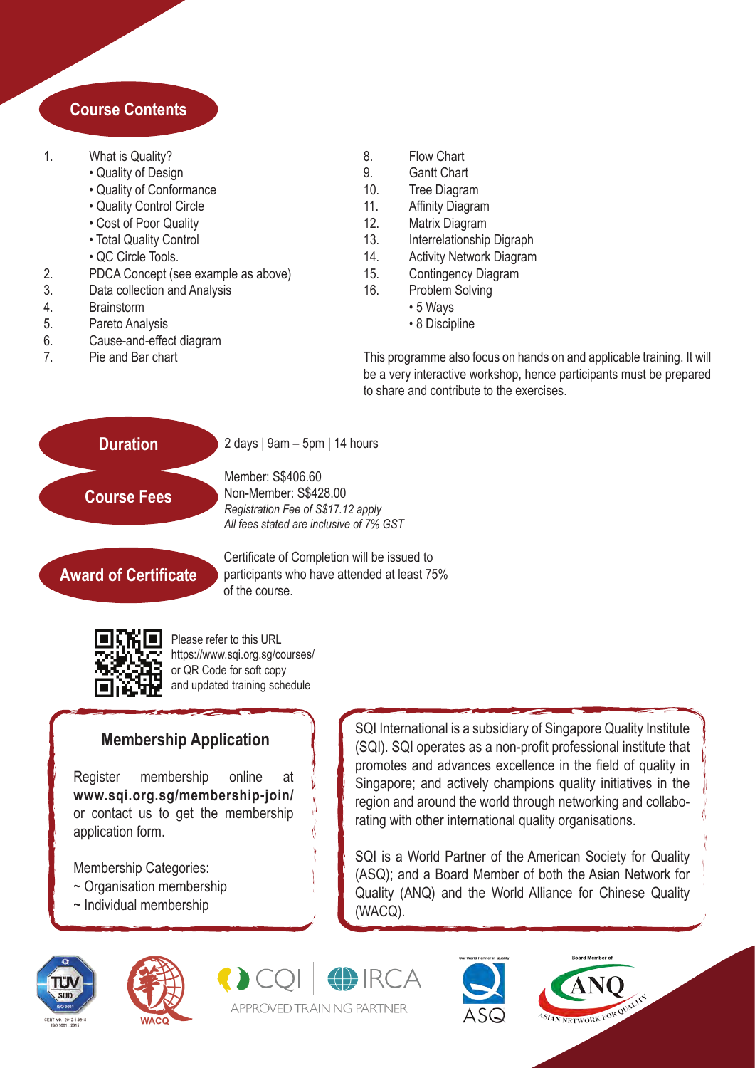## Course Contents

1. What is Quality?
   - Quality of Design
   - Quality of Conformance
   - Quality Control Circle
   - Cost of Poor Quality
   - Total Quality Control
   - QC Circle Tools.
2. PDCA Concept (see example as above)
3. Data collection and Analysis
4. Brainstorm
5. Pareto Analysis
6. Cause-and-effect diagram
7. Pie and Bar chart
8. Flow Chart
9. Gantt Chart
10. Tree Diagram
11. Affinity Diagram
12. Matrix Diagram
13. Interrelationship Digraph
14. Activity Network Diagram
15. Contingency Diagram
16. Problem Solving
    - 5 Ways
    - 8 Discipline

This programme also focus on hands on and applicable training. It will be a very interactive workshop, hence participants must be prepared to share and contribute to the exercises.

## Duration

2 days | 9am – 5pm | 14 hours

## Course Fees

Member: S$406.60
Non-Member: S$428.00
*Registration Fee of S$17.12 apply*
*All fees stated are inclusive of 7% GST*

## Award of Certificate

Certificate of Completion will be issued to participants who have attended at least 75% of the course.

Please refer to this URL https://www.sqi.org.sg/courses/ or QR Code for soft copy and updated training schedule

### Membership Application

Register membership online at **www.sqi.org.sg/membership-join/** or contact us to get the membership application form.

Membership Categories:
~ Organisation membership
~ Individual membership

SQI International is a subsidiary of Singapore Quality Institute (SQI). SQI operates as a non-profit professional institute that promotes and advances excellence in the field of quality in Singapore; and actively champions quality initiatives in the region and around the world through networking and collaborating with other international quality organisations.

SQI is a World Partner of the American Society for Quality (ASQ); and a Board Member of both the Asian Network for Quality (ANQ) and the World Alliance for Chinese Quality (WACQ).

CERT NO. 2012-1-#918 ISO 9001 : 2015

WACQ

CQI | IRCA APPROVED TRAINING PARTNER

Our World Partner in Quality ASQ

Board Member of ANQ ASIAN NETWORK FOR QUALITY